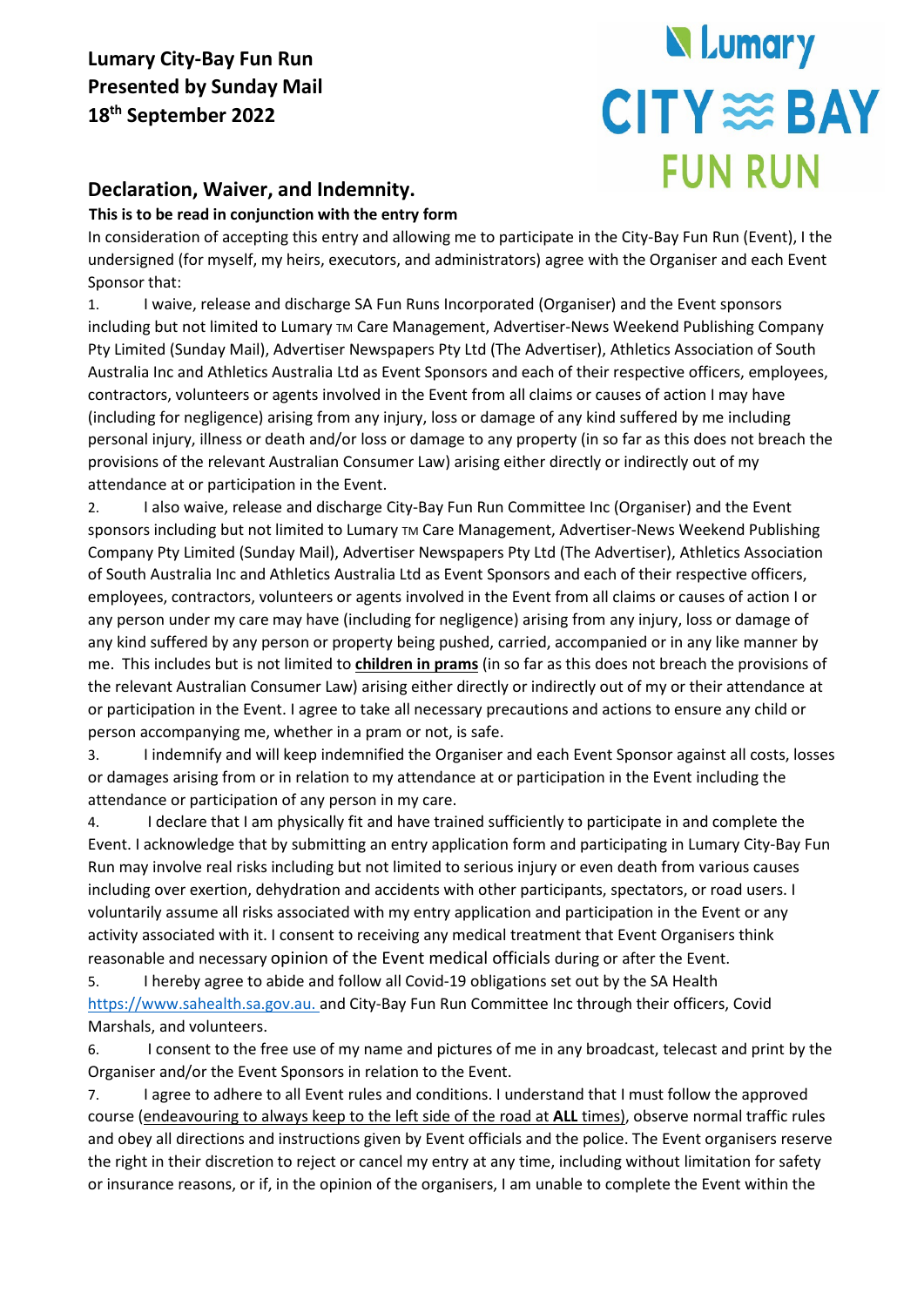**Lumary City-Bay Fun Run**
**Presented by Sunday Mail**
**18th September 2022**

Lumary CITY ≋ BAY FUN RUN

## Declaration, Waiver, and Indemnity.

**This is to be read in conjunction with the entry form**

In consideration of accepting this entry and allowing me to participate in the City-Bay Fun Run (Event), I the undersigned (for myself, my heirs, executors, and administrators) agree with the Organiser and each Event Sponsor that:

1. I waive, release and discharge SA Fun Runs Incorporated (Organiser) and the Event sponsors including but not limited to Lumary TM Care Management, Advertiser-News Weekend Publishing Company Pty Limited (Sunday Mail), Advertiser Newspapers Pty Ltd (The Advertiser), Athletics Association of South Australia Inc and Athletics Australia Ltd as Event Sponsors and each of their respective officers, employees, contractors, volunteers or agents involved in the Event from all claims or causes of action I may have (including for negligence) arising from any injury, loss or damage of any kind suffered by me including personal injury, illness or death and/or loss or damage to any property (in so far as this does not breach the provisions of the relevant Australian Consumer Law) arising either directly or indirectly out of my attendance at or participation in the Event.
2. I also waive, release and discharge City-Bay Fun Run Committee Inc (Organiser) and the Event sponsors including but not limited to Lumary TM Care Management, Advertiser-News Weekend Publishing Company Pty Limited (Sunday Mail), Advertiser Newspapers Pty Ltd (The Advertiser), Athletics Association of South Australia Inc and Athletics Australia Ltd as Event Sponsors and each of their respective officers, employees, contractors, volunteers or agents involved in the Event from all claims or causes of action I or any person under my care may have (including for negligence) arising from any injury, loss or damage of any kind suffered by any person or property being pushed, carried, accompanied or in any like manner by me. This includes but is not limited to **children in prams** (in so far as this does not breach the provisions of the relevant Australian Consumer Law) arising either directly or indirectly out of my or their attendance at or participation in the Event. I agree to take all necessary precautions and actions to ensure any child or person accompanying me, whether in a pram or not, is safe.
3. I indemnify and will keep indemnified the Organiser and each Event Sponsor against all costs, losses or damages arising from or in relation to my attendance at or participation in the Event including the attendance or participation of any person in my care.
4. I declare that I am physically fit and have trained sufficiently to participate in and complete the Event. I acknowledge that by submitting an entry application form and participating in Lumary City-Bay Fun Run may involve real risks including but not limited to serious injury or even death from various causes including over exertion, dehydration and accidents with other participants, spectators, or road users. I voluntarily assume all risks associated with my entry application and participation in the Event or any activity associated with it. I consent to receiving any medical treatment that Event Organisers think reasonable and necessary opinion of the Event medical officials during or after the Event.
5. I hereby agree to abide and follow all Covid-19 obligations set out by the SA Health https://www.sahealth.sa.gov.au. and City-Bay Fun Run Committee Inc through their officers, Covid Marshals, and volunteers.
6. I consent to the free use of my name and pictures of me in any broadcast, telecast and print by the Organiser and/or the Event Sponsors in relation to the Event.
7. I agree to adhere to all Event rules and conditions. I understand that I must follow the approved course (endeavouring to always keep to the left side of the road at **ALL** times), observe normal traffic rules and obey all directions and instructions given by Event officials and the police. The Event organisers reserve the right in their discretion to reject or cancel my entry at any time, including without limitation for safety or insurance reasons, or if, in the opinion of the organisers, I am unable to complete the Event within the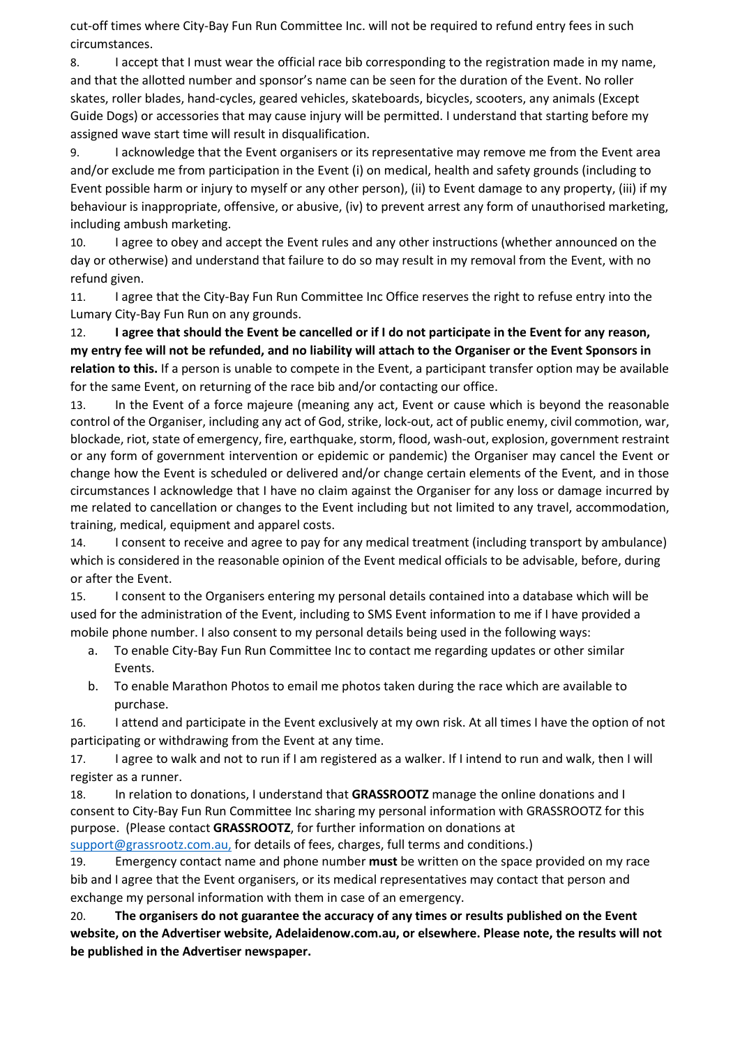cut-off times where City-Bay Fun Run Committee Inc. will not be required to refund entry fees in such circumstances.

8. I accept that I must wear the official race bib corresponding to the registration made in my name, and that the allotted number and sponsor's name can be seen for the duration of the Event. No roller skates, roller blades, hand-cycles, geared vehicles, skateboards, bicycles, scooters, any animals (Except Guide Dogs) or accessories that may cause injury will be permitted. I understand that starting before my assigned wave start time will result in disqualification.

9. I acknowledge that the Event organisers or its representative may remove me from the Event area and/or exclude me from participation in the Event (i) on medical, health and safety grounds (including to Event possible harm or injury to myself or any other person), (ii) to Event damage to any property, (iii) if my behaviour is inappropriate, offensive, or abusive, (iv) to prevent arrest any form of unauthorised marketing, including ambush marketing.

10. I agree to obey and accept the Event rules and any other instructions (whether announced on the day or otherwise) and understand that failure to do so may result in my removal from the Event, with no refund given.

11. I agree that the City-Bay Fun Run Committee Inc Office reserves the right to refuse entry into the Lumary City-Bay Fun Run on any grounds.

12. **I agree that should the Event be cancelled or if I do not participate in the Event for any reason, my entry fee will not be refunded, and no liability will attach to the Organiser or the Event Sponsors in relation to this.** If a person is unable to compete in the Event, a participant transfer option may be available for the same Event, on returning of the race bib and/or contacting our office.

13. In the Event of a force majeure (meaning any act, Event or cause which is beyond the reasonable control of the Organiser, including any act of God, strike, lock-out, act of public enemy, civil commotion, war, blockade, riot, state of emergency, fire, earthquake, storm, flood, wash-out, explosion, government restraint or any form of government intervention or epidemic or pandemic) the Organiser may cancel the Event or change how the Event is scheduled or delivered and/or change certain elements of the Event, and in those circumstances I acknowledge that I have no claim against the Organiser for any loss or damage incurred by me related to cancellation or changes to the Event including but not limited to any travel, accommodation, training, medical, equipment and apparel costs.

14. I consent to receive and agree to pay for any medical treatment (including transport by ambulance) which is considered in the reasonable opinion of the Event medical officials to be advisable, before, during or after the Event.

15. I consent to the Organisers entering my personal details contained into a database which will be used for the administration of the Event, including to SMS Event information to me if I have provided a mobile phone number. I also consent to my personal details being used in the following ways:

   a. To enable City-Bay Fun Run Committee Inc to contact me regarding updates or other similar Events.
   b. To enable Marathon Photos to email me photos taken during the race which are available to purchase.

16. I attend and participate in the Event exclusively at my own risk. At all times I have the option of not participating or withdrawing from the Event at any time.

17. I agree to walk and not to run if I am registered as a walker. If I intend to run and walk, then I will register as a runner.

18. In relation to donations, I understand that **GRASSROOTZ** manage the online donations and I consent to City-Bay Fun Run Committee Inc sharing my personal information with GRASSROOTZ for this purpose. (Please contact **GRASSROOTZ**, for further information on donations at support@grassrootz.com.au, for details of fees, charges, full terms and conditions.)

19. Emergency contact name and phone number **must** be written on the space provided on my race bib and I agree that the Event organisers, or its medical representatives may contact that person and exchange my personal information with them in case of an emergency.

20. **The organisers do not guarantee the accuracy of any times or results published on the Event website, on the Advertiser website, Adelaidenow.com.au, or elsewhere. Please note, the results will not be published in the Advertiser newspaper.**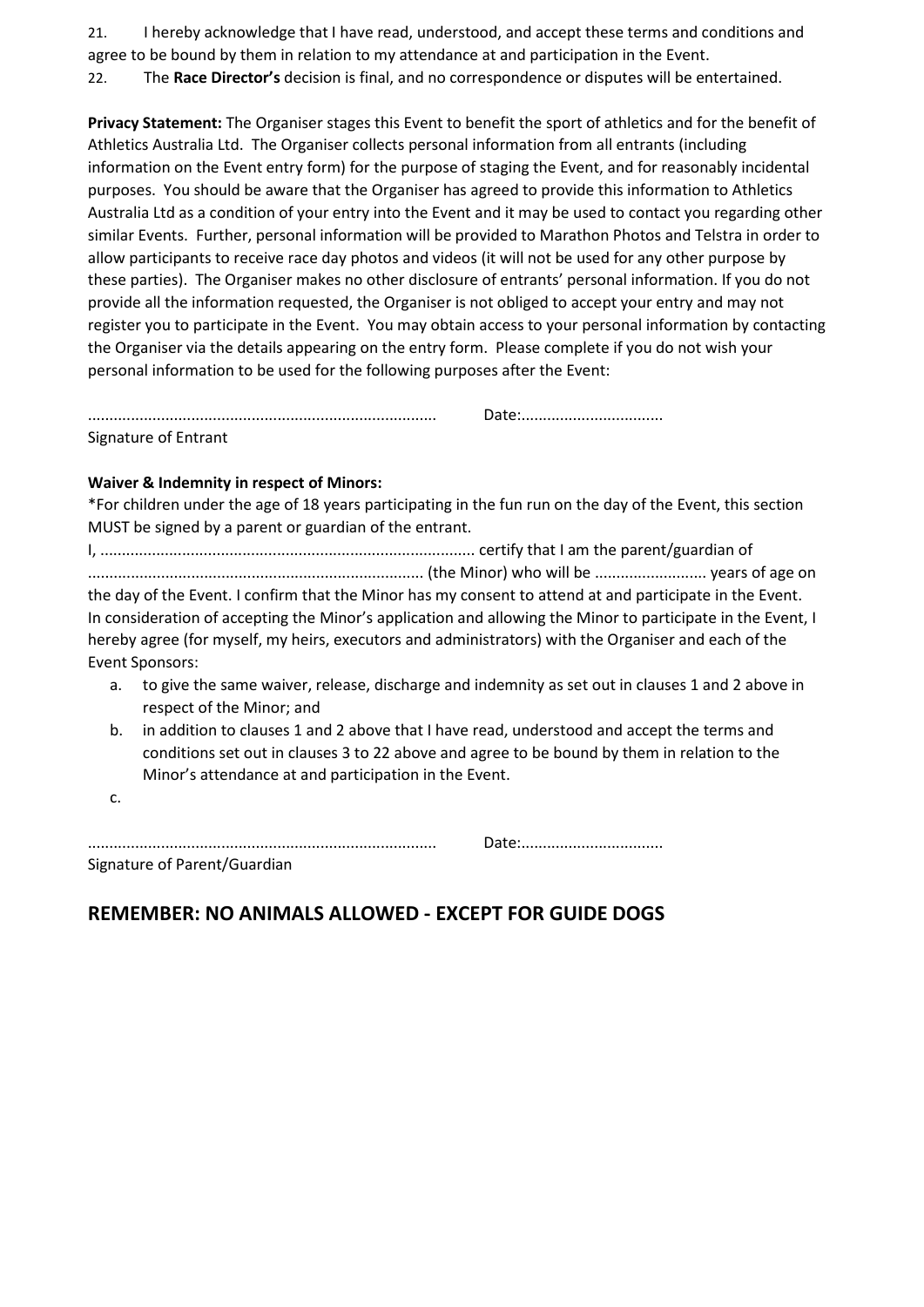21. I hereby acknowledge that I have read, understood, and accept these terms and conditions and agree to be bound by them in relation to my attendance at and participation in the Event.
22. The **Race Director's** decision is final, and no correspondence or disputes will be entertained.

**Privacy Statement:** The Organiser stages this Event to benefit the sport of athletics and for the benefit of Athletics Australia Ltd. The Organiser collects personal information from all entrants (including information on the Event entry form) for the purpose of staging the Event, and for reasonably incidental purposes. You should be aware that the Organiser has agreed to provide this information to Athletics Australia Ltd as a condition of your entry into the Event and it may be used to contact you regarding other similar Events. Further, personal information will be provided to Marathon Photos and Telstra in order to allow participants to receive race day photos and videos (it will not be used for any other purpose by these parties). The Organiser makes no other disclosure of entrants' personal information. If you do not provide all the information requested, the Organiser is not obliged to accept your entry and may not register you to participate in the Event. You may obtain access to your personal information by contacting the Organiser via the details appearing on the entry form. Please complete if you do not wish your personal information to be used for the following purposes after the Event:

............................................................................... Date:.................................
Signature of Entrant

**Waiver & Indemnity in respect of Minors:**

*For children under the age of 18 years participating in the fun run on the day of the Event, this section MUST be signed by a parent or guardian of the entrant.

I, ...................................................................................... certify that I am the parent/guardian of ............................................................................ (the Minor) who will be .......................... years of age on the day of the Event. I confirm that the Minor has my consent to attend at and participate in the Event. In consideration of accepting the Minor's application and allowing the Minor to participate in the Event, I hereby agree (for myself, my heirs, executors and administrators) with the Organiser and each of the Event Sponsors:

a. to give the same waiver, release, discharge and indemnity as set out in clauses 1 and 2 above in respect of the Minor; and
b. in addition to clauses 1 and 2 above that I have read, understood and accept the terms and conditions set out in clauses 3 to 22 above and agree to be bound by them in relation to the Minor's attendance at and participation in the Event.
c.

............................................................................... Date:.................................
Signature of Parent/Guardian

## REMEMBER: NO ANIMALS ALLOWED - EXCEPT FOR GUIDE DOGS